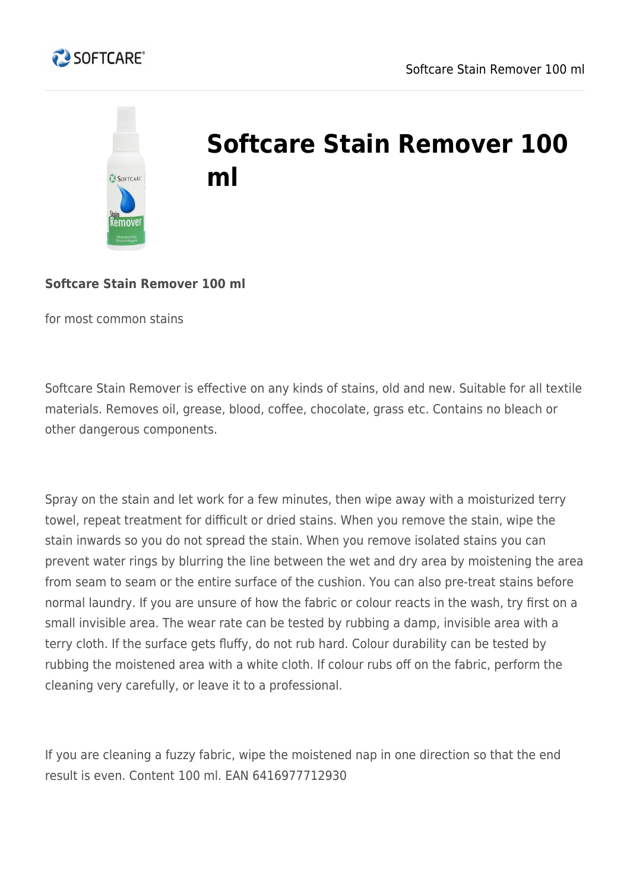# Softcare Stain Remover 100 ml

**Softcare Stain Remover 100 ml**

for most common stains

Softcare Stain Remover is effective on any kinds of stains, old and new. Suitable for all textile materials. Removes oil, grease, blood, coffee, chocolate, grass etc. Contains no bleach or other dangerous components.

Spray on the stain and let work for a few minutes, then wipe away with a moisturized terry towel, repeat treatment for difficult or dried stains. When you remove the stain, wipe the stain inwards so you do not spread the stain. When you remove isolated stains you can prevent water rings by blurring the line between the wet and dry area by moistening the area from seam to seam or the entire surface of the cushion. You can also pre-treat stains before normal laundry. If you are unsure of how the fabric or colour reacts in the wash, try first on a small invisible area. The wear rate can be tested by rubbing a damp, invisible area with a terry cloth. If the surface gets fluffy, do not rub hard. Colour durability can be tested by rubbing the moistened area with a white cloth. If colour rubs off on the fabric, perform the cleaning very carefully, or leave it to a professional.

If you are cleaning a fuzzy fabric, wipe the moistened nap in one direction so that the end result is even. Content 100 ml. EAN 6416977712930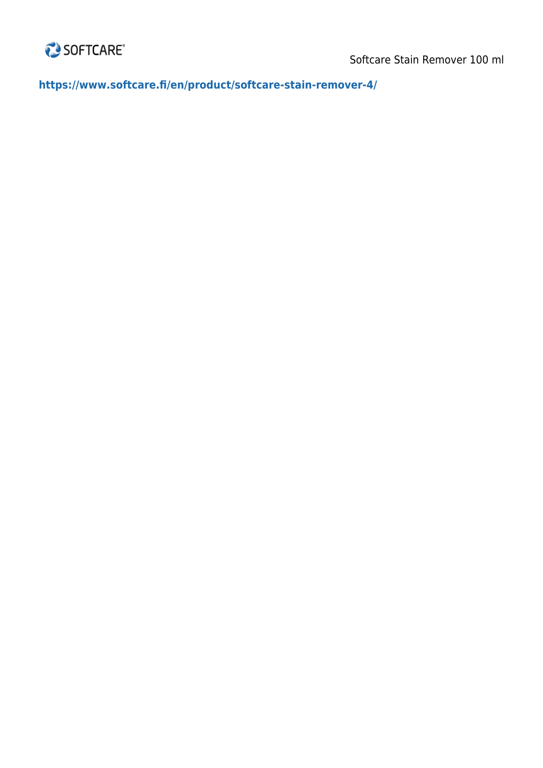https://www.softcare.fi/en/product/softcare-stain-remover-4/